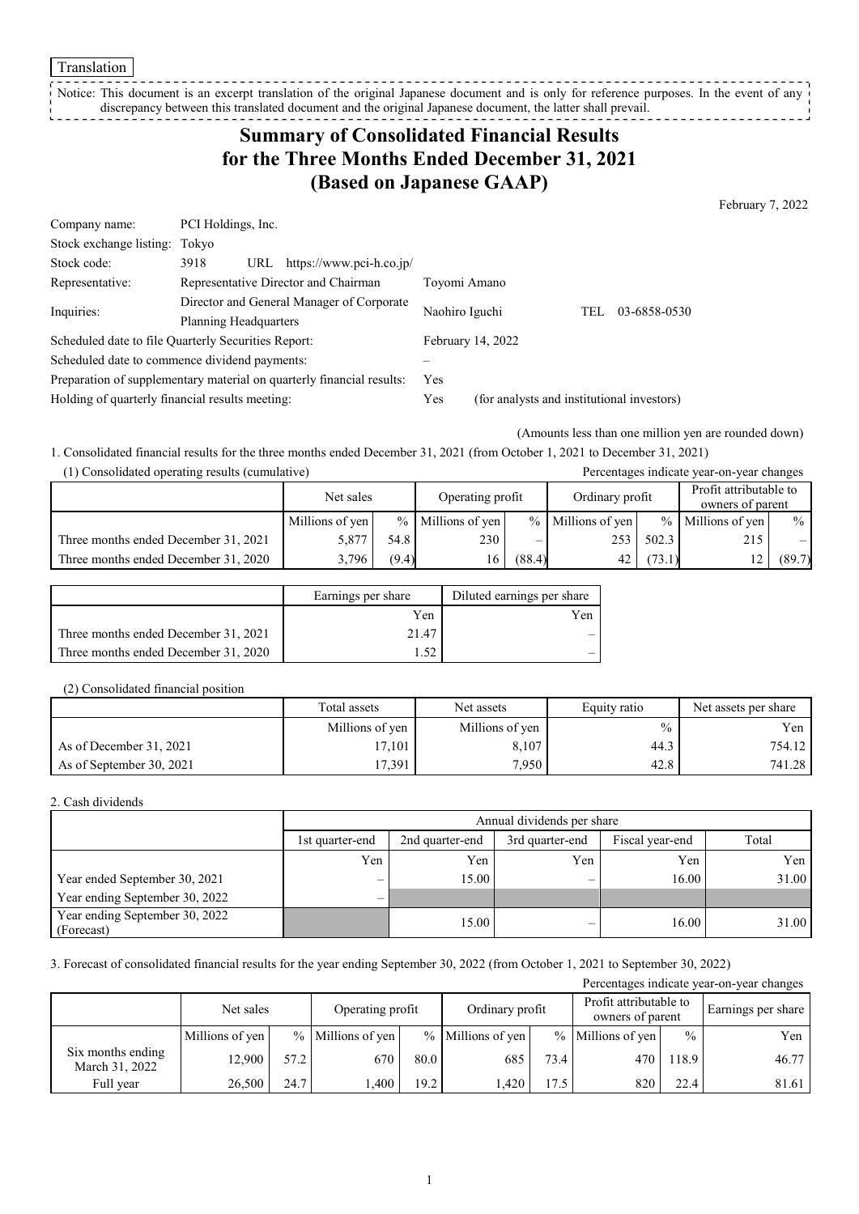Translation

Notice: This document is an excerpt translation of the original Japanese document and is only for reference purposes. In the event of any discrepancy between this translated document and the original Japanese document, the latter shall prevail.

# Summary of Consolidated Financial Results for the Three Months Ended December 31, 2021 (Based on Japanese GAAP)

February 7, 2022

| | | | |
|---|---|---|---|
| Company name: | PCI Holdings, Inc. | | |
| Stock exchange listing: | Tokyo | | |
| Stock code: | 3918 URL https://www.pci-h.co.jp/ | | |
| Representative: | Representative Director and Chairman | Toyomi Amano | |
| Inquiries: | Director and General Manager of Corporate Planning Headquarters | Naohiro Iguchi | TEL 03-6858-0530 |
| Scheduled date to file Quarterly Securities Report: | | February 14, 2022 | |
| Scheduled date to commence dividend payments: | | – | |
| Preparation of supplementary material on quarterly financial results: | | Yes | |
| Holding of quarterly financial results meeting: | | Yes | (for analysts and institutional investors) |

(Amounts less than one million yen are rounded down)

1. Consolidated financial results for the three months ended December 31, 2021 (from October 1, 2021 to December 31, 2021)

(1) Consolidated operating results (cumulative)

Percentages indicate year-on-year changes

| | Net sales | | Operating profit | | Ordinary profit | | Profit attributable to owners of parent | |
|---|---|---|---|---|---|---|---|---|
| | Millions of yen | % | Millions of yen | % | Millions of yen | % | Millions of yen | % |
| Three months ended December 31, 2021 | 5,877 | 54.8 | 230 | – | 253 | 502.3 | 215 | – |
| Three months ended December 31, 2020 | 3,796 | (9.4) | 16 | (88.4) | 42 | (73.1) | 12 | (89.7) |

| | Earnings per share | Diluted earnings per share |
|---|---|---|
| | Yen | Yen |
| Three months ended December 31, 2021 | 21.47 | – |
| Three months ended December 31, 2020 | 1.52 | – |

(2) Consolidated financial position

| | Total assets | Net assets | Equity ratio | Net assets per share |
|---|---|---|---|---|
| | Millions of yen | Millions of yen | % | Yen |
| As of December 31, 2021 | 17,101 | 8,107 | 44.3 | 754.12 |
| As of September 30, 2021 | 17,391 | 7,950 | 42.8 | 741.28 |

2. Cash dividends

| | Annual dividends per share | | | | |
|---|---|---|---|---|---|
| | 1st quarter-end | 2nd quarter-end | 3rd quarter-end | Fiscal year-end | Total |
| | Yen | Yen | Yen | Yen | Yen |
| Year ended September 30, 2021 | – | 15.00 | – | 16.00 | 31.00 |
| Year ending September 30, 2022 | – | | | | |
| Year ending September 30, 2022 (Forecast) | | 15.00 | – | 16.00 | 31.00 |

3. Forecast of consolidated financial results for the year ending September 30, 2022 (from October 1, 2021 to September 30, 2022)

Percentages indicate year-on-year changes

| | Net sales | | Operating profit | | Ordinary profit | | Profit attributable to owners of parent | | Earnings per share |
|---|---|---|---|---|---|---|---|---|---|
| | Millions of yen | % | Millions of yen | % | Millions of yen | % | Millions of yen | % | Yen |
| Six months ending March 31, 2022 | 12,900 | 57.2 | 670 | 80.0 | 685 | 73.4 | 470 | 118.9 | 46.77 |
| Full year | 26,500 | 24.7 | 1,400 | 19.2 | 1,420 | 17.5 | 820 | 22.4 | 81.61 |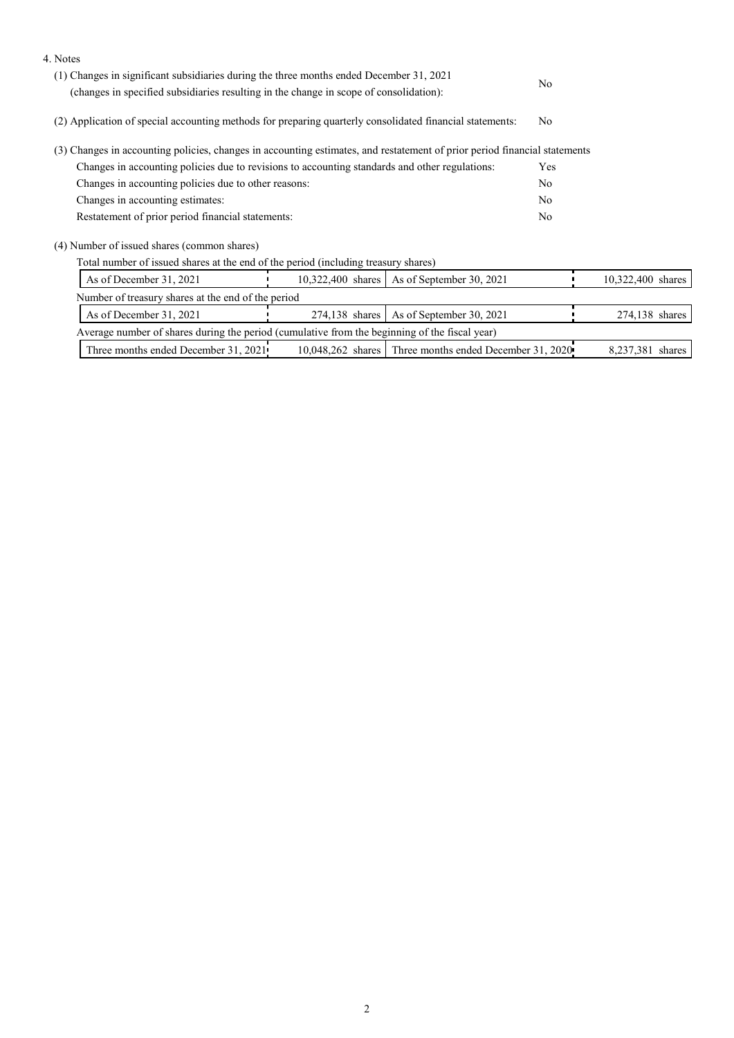4. Notes

(1) Changes in significant subsidiaries during the three months ended December 31, 2021
(changes in specified subsidiaries resulting in the change in scope of consolidation): No

(2) Application of special accounting methods for preparing quarterly consolidated financial statements: No

(3) Changes in accounting policies, changes in accounting estimates, and restatement of prior period financial statements

| | |
|---|---|
| Changes in accounting policies due to revisions to accounting standards and other regulations: | Yes |
| Changes in accounting policies due to other reasons: | No |
| Changes in accounting estimates: | No |
| Restatement of prior period financial statements: | No |

(4) Number of issued shares (common shares)

Total number of issued shares at the end of the period (including treasury shares)

| | | | |
|---|---|---|---|
| As of December 31, 2021 | 10,322,400 shares | As of September 30, 2021 | 10,322,400 shares |

Number of treasury shares at the end of the period

| | | | |
|---|---|---|---|
| As of December 31, 2021 | 274,138 shares | As of September 30, 2021 | 274,138 shares |

Average number of shares during the period (cumulative from the beginning of the fiscal year)

| | | | |
|---|---|---|---|
| Three months ended December 31, 2021 | 10,048,262 shares | Three months ended December 31, 2020 | 8,237,381 shares |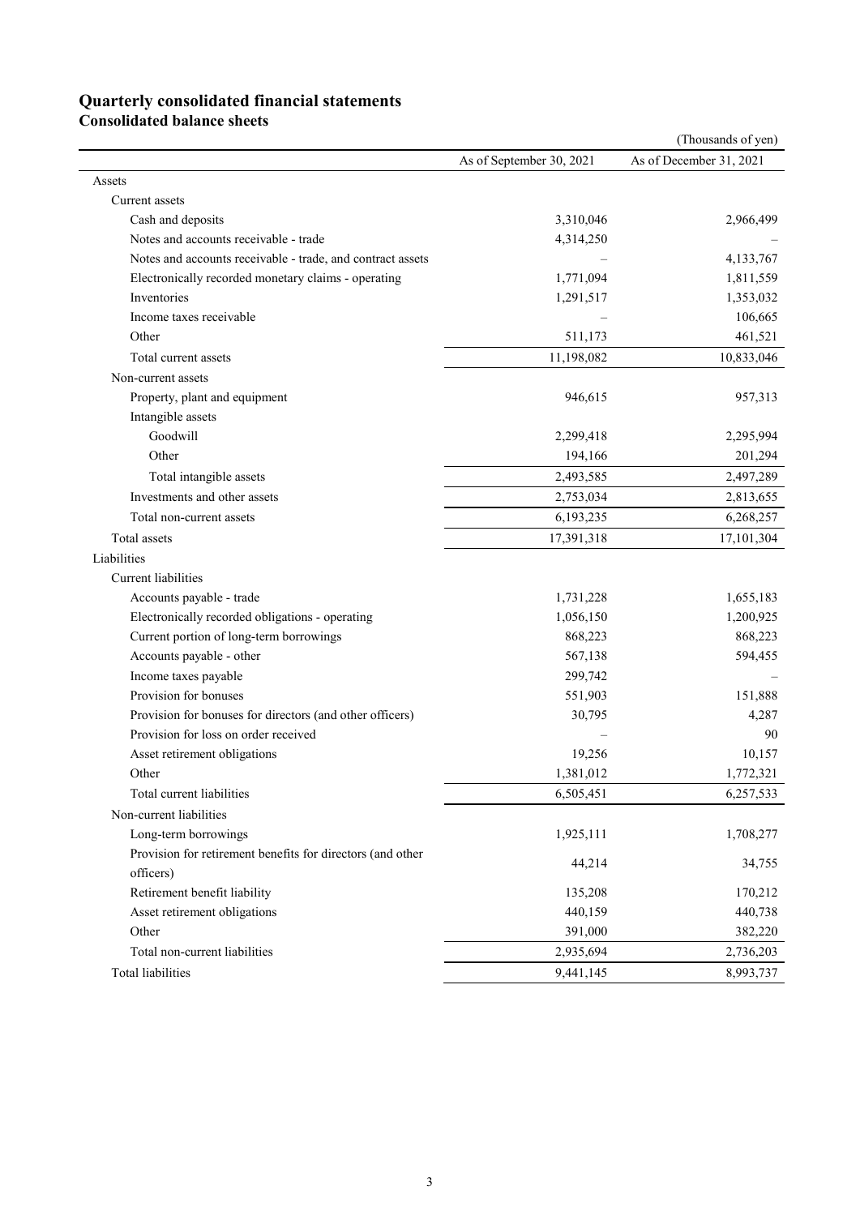# Quarterly consolidated financial statements

## Consolidated balance sheets

(Thousands of yen)

| | As of September 30, 2021 | As of December 31, 2021 |
|---|---|---|
| Assets | | |
| Current assets | | |
| Cash and deposits | 3,310,046 | 2,966,499 |
| Notes and accounts receivable - trade | 4,314,250 | – |
| Notes and accounts receivable - trade, and contract assets | – | 4,133,767 |
| Electronically recorded monetary claims - operating | 1,771,094 | 1,811,559 |
| Inventories | 1,291,517 | 1,353,032 |
| Income taxes receivable | – | 106,665 |
| Other | 511,173 | 461,521 |
| Total current assets | 11,198,082 | 10,833,046 |
| Non-current assets | | |
| Property, plant and equipment | 946,615 | 957,313 |
| Intangible assets | | |
| Goodwill | 2,299,418 | 2,295,994 |
| Other | 194,166 | 201,294 |
| Total intangible assets | 2,493,585 | 2,497,289 |
| Investments and other assets | 2,753,034 | 2,813,655 |
| Total non-current assets | 6,193,235 | 6,268,257 |
| Total assets | 17,391,318 | 17,101,304 |
| Liabilities | | |
| Current liabilities | | |
| Accounts payable - trade | 1,731,228 | 1,655,183 |
| Electronically recorded obligations - operating | 1,056,150 | 1,200,925 |
| Current portion of long-term borrowings | 868,223 | 868,223 |
| Accounts payable - other | 567,138 | 594,455 |
| Income taxes payable | 299,742 | – |
| Provision for bonuses | 551,903 | 151,888 |
| Provision for bonuses for directors (and other officers) | 30,795 | 4,287 |
| Provision for loss on order received | – | 90 |
| Asset retirement obligations | 19,256 | 10,157 |
| Other | 1,381,012 | 1,772,321 |
| Total current liabilities | 6,505,451 | 6,257,533 |
| Non-current liabilities | | |
| Long-term borrowings | 1,925,111 | 1,708,277 |
| Provision for retirement benefits for directors (and other officers) | 44,214 | 34,755 |
| Retirement benefit liability | 135,208 | 170,212 |
| Asset retirement obligations | 440,159 | 440,738 |
| Other | 391,000 | 382,220 |
| Total non-current liabilities | 2,935,694 | 2,736,203 |
| Total liabilities | 9,441,145 | 8,993,737 |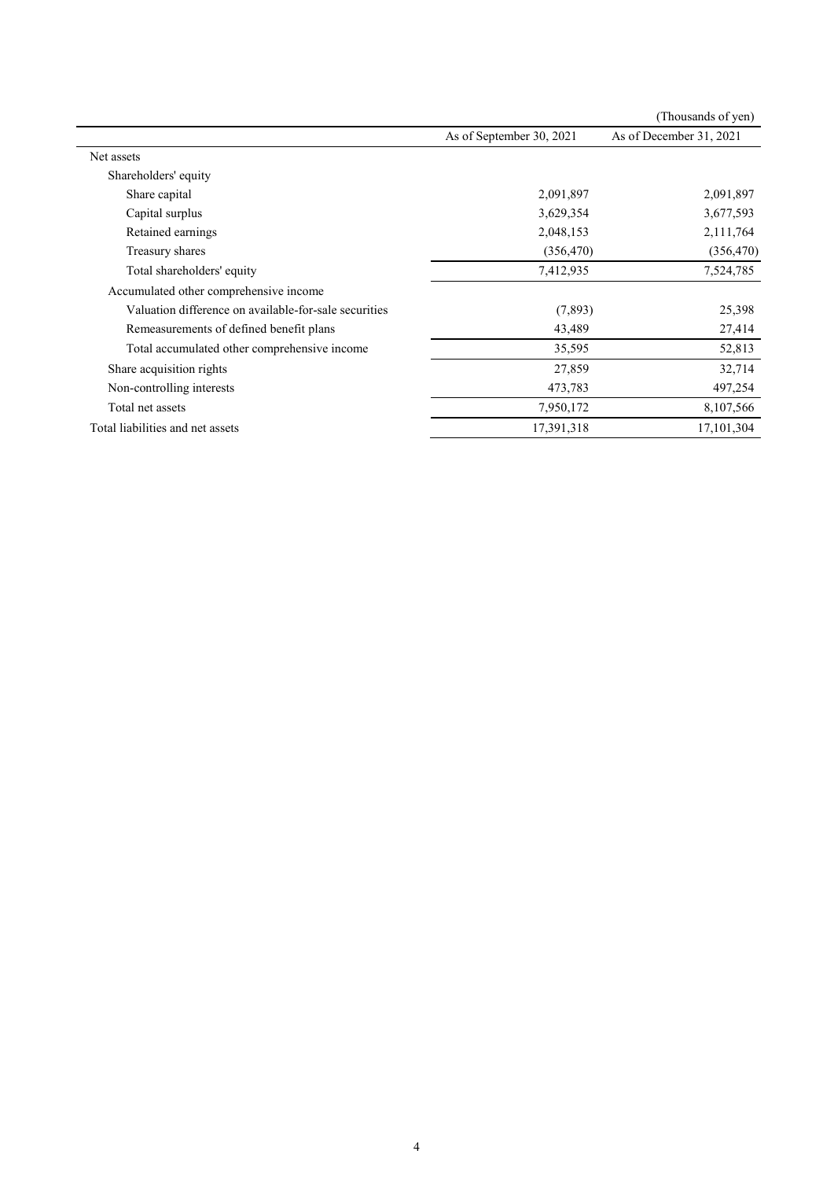(Thousands of yen)

| | As of September 30, 2021 | As of December 31, 2021 |
|---|---|---|
| Net assets | | |
| Shareholders' equity | | |
| Share capital | 2,091,897 | 2,091,897 |
| Capital surplus | 3,629,354 | 3,677,593 |
| Retained earnings | 2,048,153 | 2,111,764 |
| Treasury shares | (356,470) | (356,470) |
| Total shareholders' equity | 7,412,935 | 7,524,785 |
| Accumulated other comprehensive income | | |
| Valuation difference on available-for-sale securities | (7,893) | 25,398 |
| Remeasurements of defined benefit plans | 43,489 | 27,414 |
| Total accumulated other comprehensive income | 35,595 | 52,813 |
| Share acquisition rights | 27,859 | 32,714 |
| Non-controlling interests | 473,783 | 497,254 |
| Total net assets | 7,950,172 | 8,107,566 |
| Total liabilities and net assets | 17,391,318 | 17,101,304 |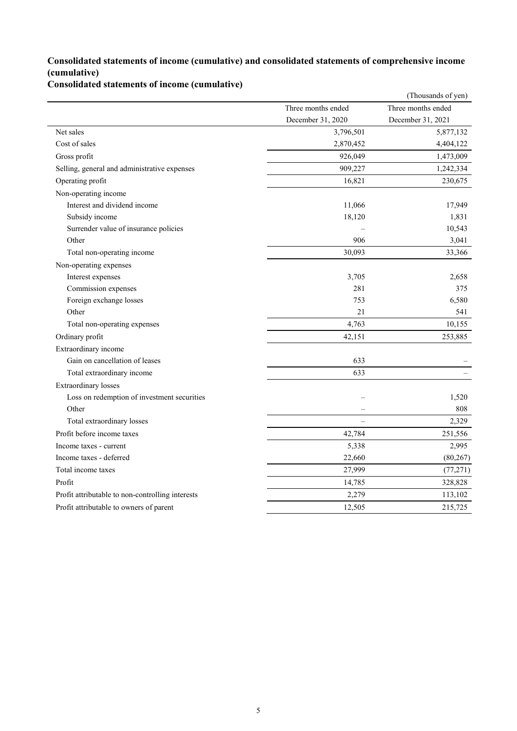## Consolidated statements of income (cumulative) and consolidated statements of comprehensive income (cumulative)

### Consolidated statements of income (cumulative)

(Thousands of yen)

| | Three months ended December 31, 2020 | Three months ended December 31, 2021 |
|---|---|---|
| Net sales | 3,796,501 | 5,877,132 |
| Cost of sales | 2,870,452 | 4,404,122 |
| Gross profit | 926,049 | 1,473,009 |
| Selling, general and administrative expenses | 909,227 | 1,242,334 |
| Operating profit | 16,821 | 230,675 |
| Non-operating income | | |
| Interest and dividend income | 11,066 | 17,949 |
| Subsidy income | 18,120 | 1,831 |
| Surrender value of insurance policies | – | 10,543 |
| Other | 906 | 3,041 |
| Total non-operating income | 30,093 | 33,366 |
| Non-operating expenses | | |
| Interest expenses | 3,705 | 2,658 |
| Commission expenses | 281 | 375 |
| Foreign exchange losses | 753 | 6,580 |
| Other | 21 | 541 |
| Total non-operating expenses | 4,763 | 10,155 |
| Ordinary profit | 42,151 | 253,885 |
| Extraordinary income | | |
| Gain on cancellation of leases | 633 | – |
| Total extraordinary income | 633 | – |
| Extraordinary losses | | |
| Loss on redemption of investment securities | – | 1,520 |
| Other | – | 808 |
| Total extraordinary losses | – | 2,329 |
| Profit before income taxes | 42,784 | 251,556 |
| Income taxes - current | 5,338 | 2,995 |
| Income taxes - deferred | 22,660 | (80,267) |
| Total income taxes | 27,999 | (77,271) |
| Profit | 14,785 | 328,828 |
| Profit attributable to non-controlling interests | 2,279 | 113,102 |
| Profit attributable to owners of parent | 12,505 | 215,725 |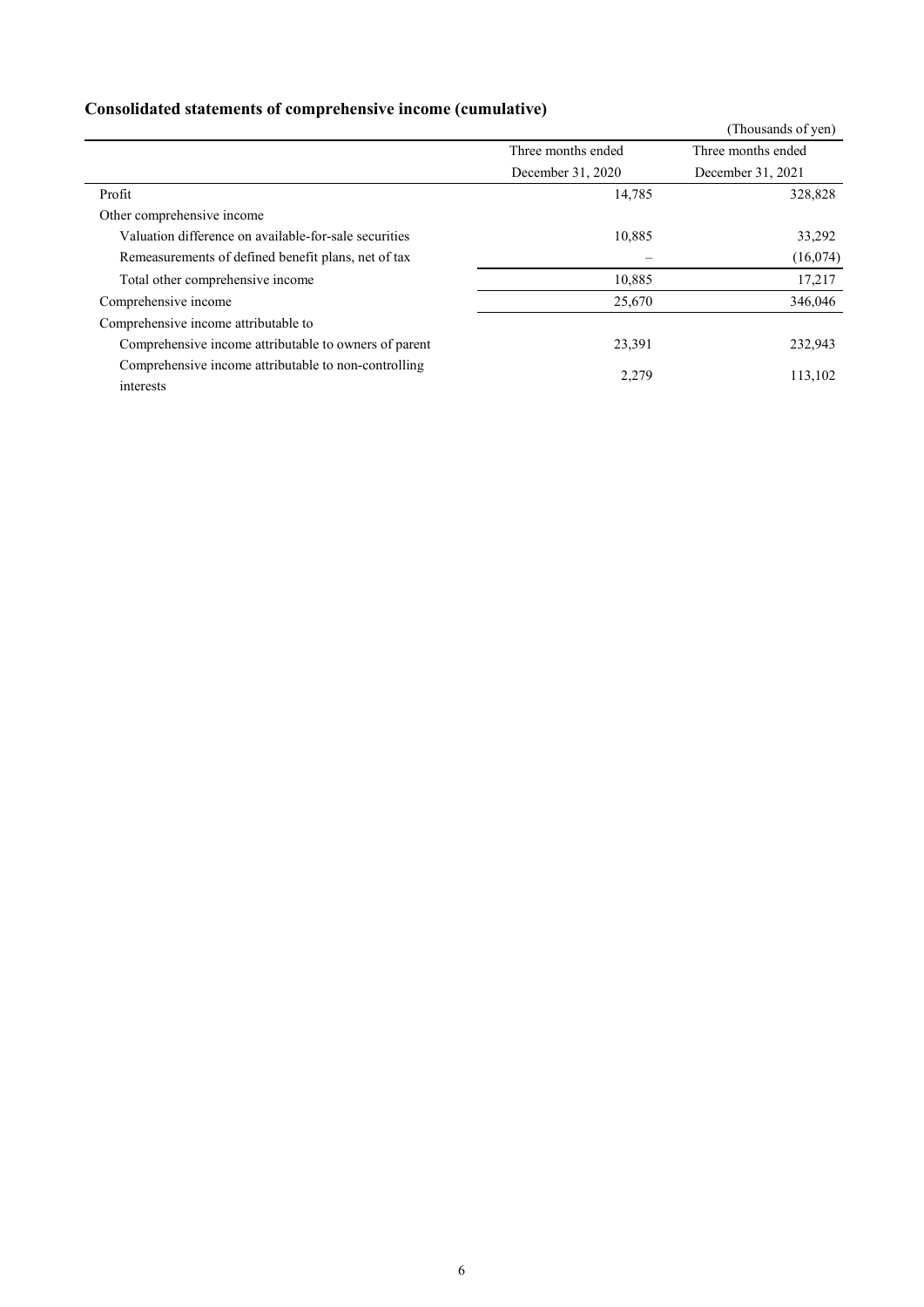## Consolidated statements of comprehensive income (cumulative)

(Thousands of yen)

| | Three months ended December 31, 2020 | Three months ended December 31, 2021 |
|---|---|---|
| Profit | 14,785 | 328,828 |
| Other comprehensive income | | |
| Valuation difference on available-for-sale securities | 10,885 | 33,292 |
| Remeasurements of defined benefit plans, net of tax | – | (16,074) |
| Total other comprehensive income | 10,885 | 17,217 |
| Comprehensive income | 25,670 | 346,046 |
| Comprehensive income attributable to | | |
| Comprehensive income attributable to owners of parent | 23,391 | 232,943 |
| Comprehensive income attributable to non-controlling interests | 2,279 | 113,102 |